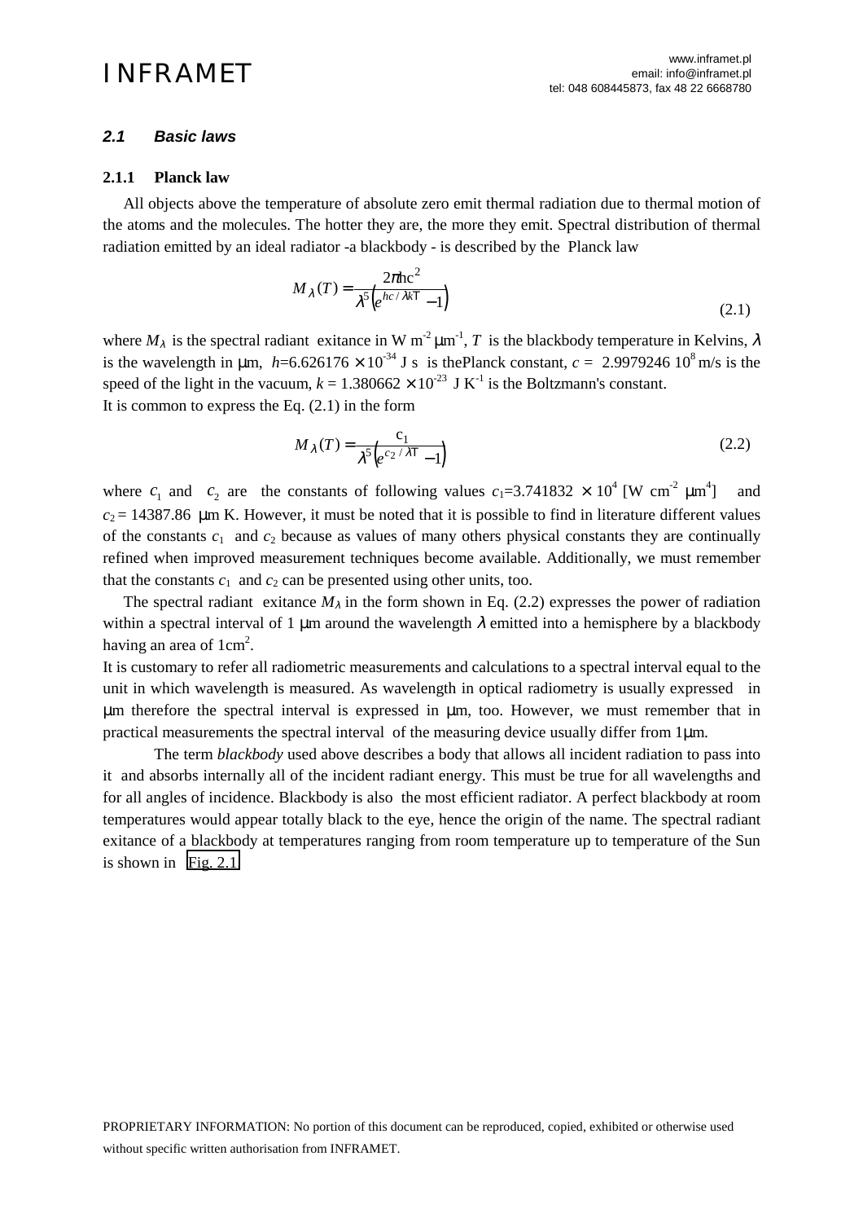## 2.1 Basic laws

### 2.1.1 Planck law

All objects above the temperature of absolute zero emit thermal radiation due to thermal motion of the atoms and the molecules. The hotter they are, the more they emit. Spectral distribution of thermal radiation emitted by an ideal radiator -a blackbody - is described by the Planck law

$$M_{\lambda}(T) = \frac{2\pi hc^2}{\lambda^5 \left(e^{hc/\lambda kT} - 1\right)} \tag{2.1}$$

where $M_{\lambda}$ is the spectral radiant exitance in W m$^{-2}$ μm$^{-1}$, $T$ is the blackbody temperature in Kelvins, $\lambda$ is the wavelength in μm, $h$=6.626176 × 10$^{-34}$ J s is thePlanck constant, $c$ = 2.9979246 10$^{8}$ m/s is the speed of the light in the vacuum, $k$ = 1.380662 × 10$^{-23}$ J K$^{-1}$ is the Boltzmann's constant.
It is common to express the Eq. (2.1) in the form

$$M_{\lambda}(T) = \frac{c_1}{\lambda^5 \left(e^{c_2/\lambda T} - 1\right)} \tag{2.2}$$

where $c_1$ and $c_2$ are the constants of following values $c_1$=3.741832 × 10$^{4}$ [W cm$^{-2}$ μm$^{4}$] and $c_2$ = 14387.86 μm K. However, it must be noted that it is possible to find in literature different values of the constants $c_1$ and $c_2$ because as values of many others physical constants they are continually refined when improved measurement techniques become available. Additionally, we must remember that the constants $c_1$ and $c_2$ can be presented using other units, too.

The spectral radiant exitance $M_{\lambda}$ in the form shown in Eq. (2.2) expresses the power of radiation within a spectral interval of 1 μm around the wavelength $\lambda$ emitted into a hemisphere by a blackbody having an area of 1cm$^2$.

It is customary to refer all radiometric measurements and calculations to a spectral interval equal to the unit in which wavelength is measured. As wavelength in optical radiometry is usually expressed in μm therefore the spectral interval is expressed in μm, too. However, we must remember that in practical measurements the spectral interval of the measuring device usually differ from 1μm.

The term *blackbody* used above describes a body that allows all incident radiation to pass into it and absorbs internally all of the incident radiant energy. This must be true for all wavelengths and for all angles of incidence. Blackbody is also the most efficient radiator. A perfect blackbody at room temperatures would appear totally black to the eye, hence the origin of the name. The spectral radiant exitance of a blackbody at temperatures ranging from room temperature up to temperature of the Sun is shown in Fig. 2.1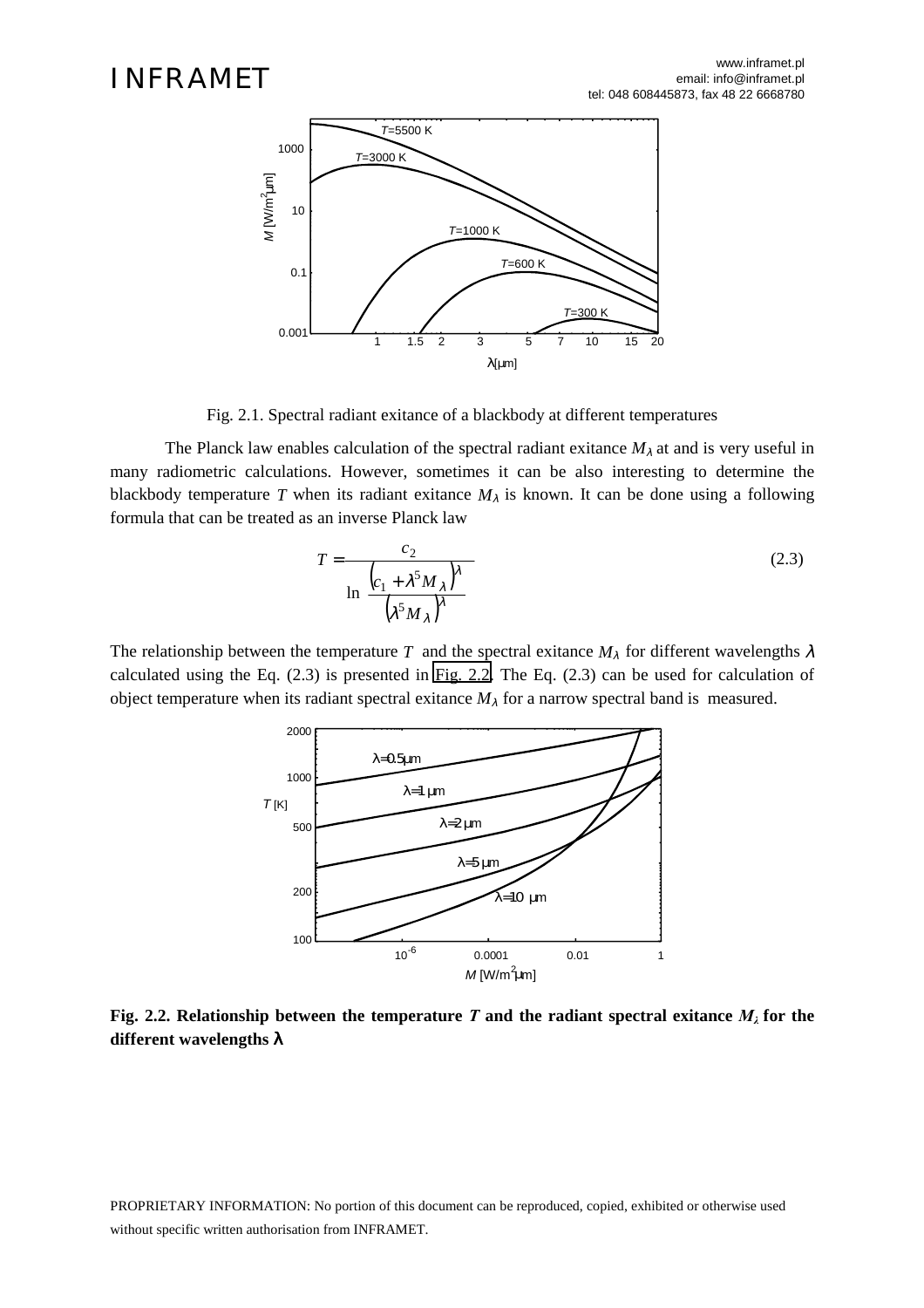Fig. 2.1. Spectral radiant exitance of a blackbody at different temperatures

The Planck law enables calculation of the spectral radiant exitance $M_\lambda$ at and is very useful in many radiometric calculations. However, sometimes it can be also interesting to determine the blackbody temperature $T$ when its radiant exitance $M_\lambda$ is known. It can be done using a following formula that can be treated as an inverse Planck law

$$T = \frac{c_2}{\ln \frac{\left(c_1 + \lambda^5 M_\lambda\right)^\lambda}{\left(\lambda^5 M_\lambda\right)^\lambda}} \tag{2.3}$$

The relationship between the temperature $T$ and the spectral exitance $M_\lambda$ for different wavelengths $\lambda$ calculated using the Eq. (2.3) is presented in Fig. 2.2. The Eq. (2.3) can be used for calculation of object temperature when its radiant spectral exitance $M_\lambda$ for a narrow spectral band is measured.

**Fig. 2.2. Relationship between the temperature $T$ and the radiant spectral exitance $M_\lambda$ for the different wavelengths $\lambda$**

PROPRIETARY INFORMATION: No portion of this document can be reproduced, copied, exhibited or otherwise used without specific written authorisation from INFRAMET.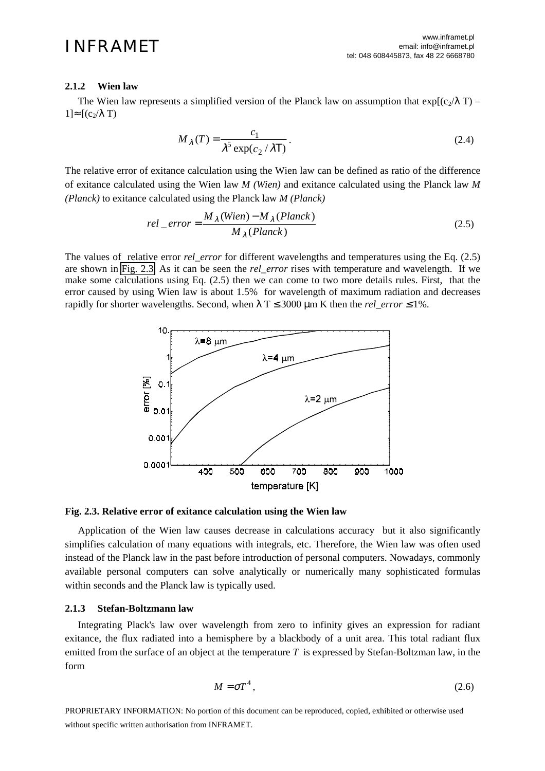### 2.1.2 Wien law

The Wien law represents a simplified version of the Planck law on assumption that $\exp[(c_2/\lambda T) - 1] \approx [(c_2/\lambda T)$

$$M_\lambda(T) = \frac{c_1}{\lambda^5 \exp(c_2 / \lambda T)}. \tag{2.4}$$

The relative error of exitance calculation using the Wien law can be defined as ratio of the difference of exitance calculated using the Wien law *M (Wien)* and exitance calculated using the Planck law *M (Planck)* to exitance calculated using the Planck law *M (Planck)*

$$rel\_error = \frac{M_\lambda(Wien) - M_\lambda(Planck)}{M_\lambda(Planck)} \tag{2.5}$$

The values of relative error *rel_error* for different wavelengths and temperatures using the Eq. (2.5) are shown in Fig. 2.3. As it can be seen the *rel_error* rises with temperature and wavelength. If we make some calculations using Eq. (2.5) then we can come to two more details rules. First, that the error caused by using Wien law is about 1.5% for wavelength of maximum radiation and decreases rapidly for shorter wavelengths. Second, when $\lambda T \leq 3000$ μm K then the *rel_error* $\leq 1\%$.

**Fig. 2.3. Relative error of exitance calculation using the Wien law**

Application of the Wien law causes decrease in calculations accuracy but it also significantly simplifies calculation of many equations with integrals, etc. Therefore, the Wien law was often used instead of the Planck law in the past before introduction of personal computers. Nowadays, commonly available personal computers can solve analytically or numerically many sophisticated formulas within seconds and the Planck law is typically used.

### 2.1.3 Stefan-Boltzmann law

Integrating Plack's law over wavelength from zero to infinity gives an expression for radiant exitance, the flux radiated into a hemisphere by a blackbody of a unit area. This total radiant flux emitted from the surface of an object at the temperature $T$ is expressed by Stefan-Boltzman law, in the form

$$M = \sigma T^4, \tag{2.6}$$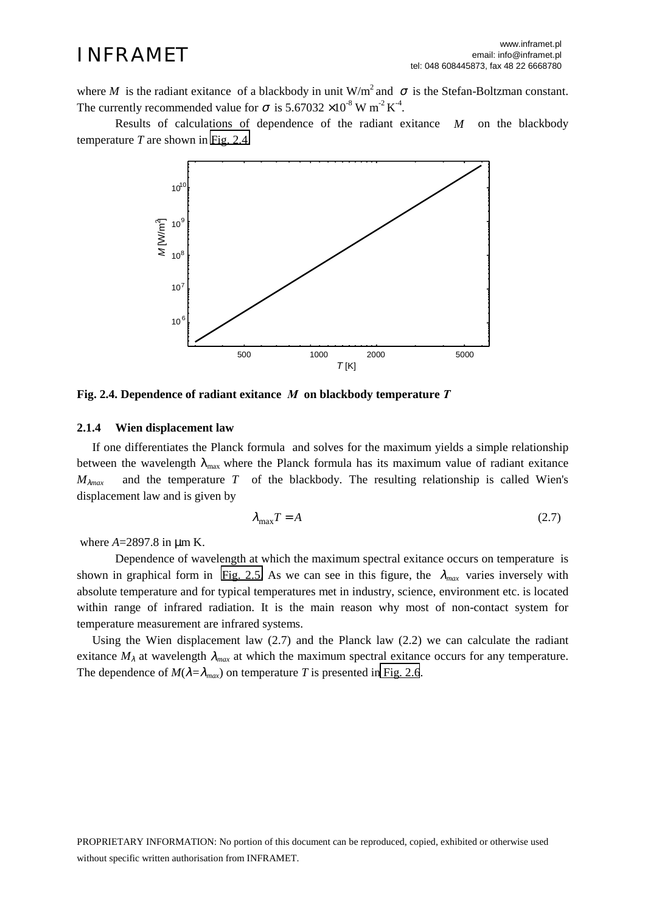where $M$ is the radiant exitance of a blackbody in unit W/m$^2$ and $\sigma$ is the Stefan-Boltzman constant. The currently recommended value for $\sigma$ is $5.67032 \times 10^{-8}$ W m$^{-2}$ K$^{-4}$.

Results of calculations of dependence of the radiant exitance $M$ on the blackbody temperature $T$ are shown in Fig. 2.4.

**Fig. 2.4. Dependence of radiant exitance $M$ on blackbody temperature $T$**

### 2.1.4 Wien displacement law

If one differentiates the Planck formula and solves for the maximum yields a simple relationship between the wavelength $\lambda_{max}$ where the Planck formula has its maximum value of radiant exitance $M_{\lambda max}$ and the temperature $T$ of the blackbody. The resulting relationship is called Wien's displacement law and is given by

$$\lambda_{\max} T = A \tag{2.7}$$

where $A$=2897.8 in μm K.

Dependence of wavelength at which the maximum spectral exitance occurs on temperature is shown in graphical form in Fig. 2.5. As we can see in this figure, the $\lambda_{max}$ varies inversely with absolute temperature and for typical temperatures met in industry, science, environment etc. is located within range of infrared radiation. It is the main reason why most of non-contact system for temperature measurement are infrared systems.

Using the Wien displacement law (2.7) and the Planck law (2.2) we can calculate the radiant exitance $M_{\lambda}$ at wavelength $\lambda_{max}$ at which the maximum spectral exitance occurs for any temperature. The dependence of $M(\lambda=\lambda_{max})$ on temperature $T$ is presented in Fig. 2.6.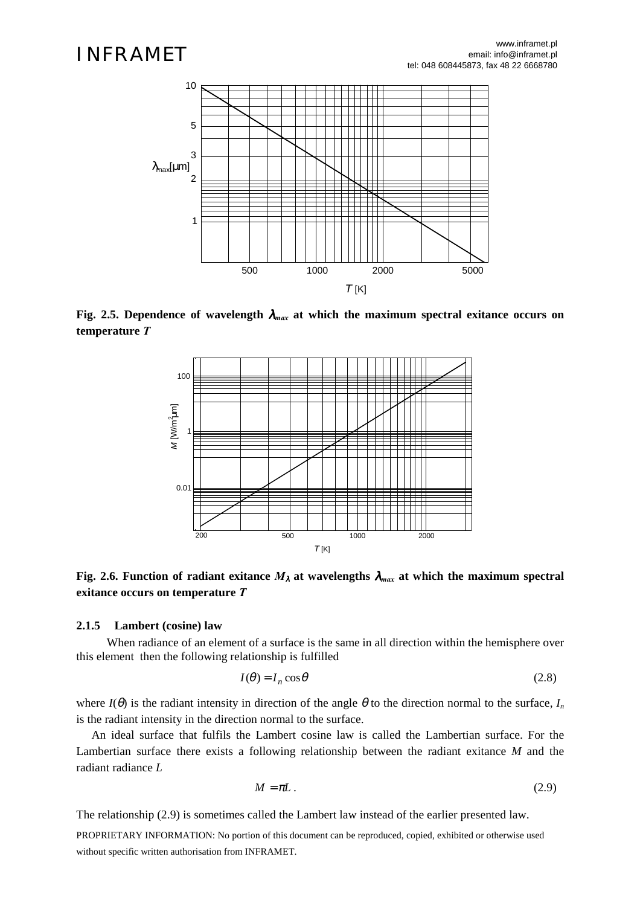10

5

3

$\lambda_{max}$[μm]

2

1

500 1000 2000 5000

$T$ [K]

**Fig. 2.5. Dependence of wavelength $\lambda_{max}$ at which the maximum spectral exitance occurs on temperature $T$**

100

$M$ [W/m$^2$μm]

1

0.01

200 500 1000 2000

$T$ [K]

**Fig. 2.6. Function of radiant exitance $M_\lambda$ at wavelengths $\lambda_{max}$ at which the maximum spectral exitance occurs on temperature $T$**

### 2.1.5 Lambert (cosine) law

When radiance of an element of a surface is the same in all direction within the hemisphere over this element then the following relationship is fulfilled

$$I(\theta) = I_n \cos\theta \tag{2.8}$$

where $I(\theta)$ is the radiant intensity in direction of the angle $\theta$ to the direction normal to the surface, $I_n$ is the radiant intensity in the direction normal to the surface.

An ideal surface that fulfils the Lambert cosine law is called the Lambertian surface. For the Lambertian surface there exists a following relationship between the radiant exitance $M$ and the radiant radiance $L$

$$M = \pi L \,. \tag{2.9}$$

The relationship (2.9) is sometimes called the Lambert law instead of the earlier presented law.